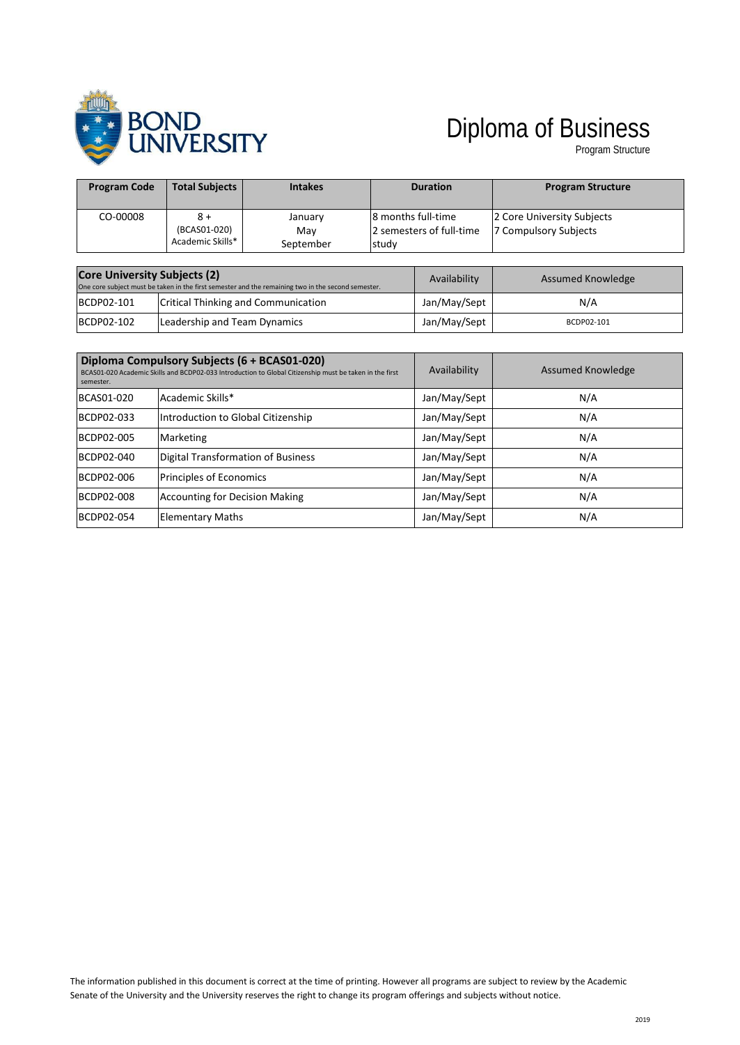# Diploma of Business

Program Structure

| Program Code | Total Subjects | Intakes | Duration | Program Structure |
|---|---|---|---|---|
| CO-00008 | 8 + (BCAS01-020) Academic Skills* | January May September | 8 months full-time 2 semesters of full-time study | 2 Core University Subjects 7 Compulsory Subjects |

| **Core University Subjects (2)** One core subject must be taken in the first semester and the remaining two in the second semester. | | Availability | Assumed Knowledge |
|---|---|---|---|
| BCDP02-101 | Critical Thinking and Communication | Jan/May/Sept | N/A |
| BCDP02-102 | Leadership and Team Dynamics | Jan/May/Sept | BCDP02-101 |

| **Diploma Compulsory Subjects (6 + BCAS01-020)** BCAS01-020 Academic Skills and BCDP02-033 Introduction to Global Citizenship must be taken in the first semester. | | Availability | Assumed Knowledge |
|---|---|---|---|
| BCAS01-020 | Academic Skills* | Jan/May/Sept | N/A |
| BCDP02-033 | Introduction to Global Citizenship | Jan/May/Sept | N/A |
| BCDP02-005 | Marketing | Jan/May/Sept | N/A |
| BCDP02-040 | Digital Transformation of Business | Jan/May/Sept | N/A |
| BCDP02-006 | Principles of Economics | Jan/May/Sept | N/A |
| BCDP02-008 | Accounting for Decision Making | Jan/May/Sept | N/A |
| BCDP02-054 | Elementary Maths | Jan/May/Sept | N/A |

The information published in this document is correct at the time of printing. However all programs are subject to review by the Academic Senate of the University and the University reserves the right to change its program offerings and subjects without notice.

2019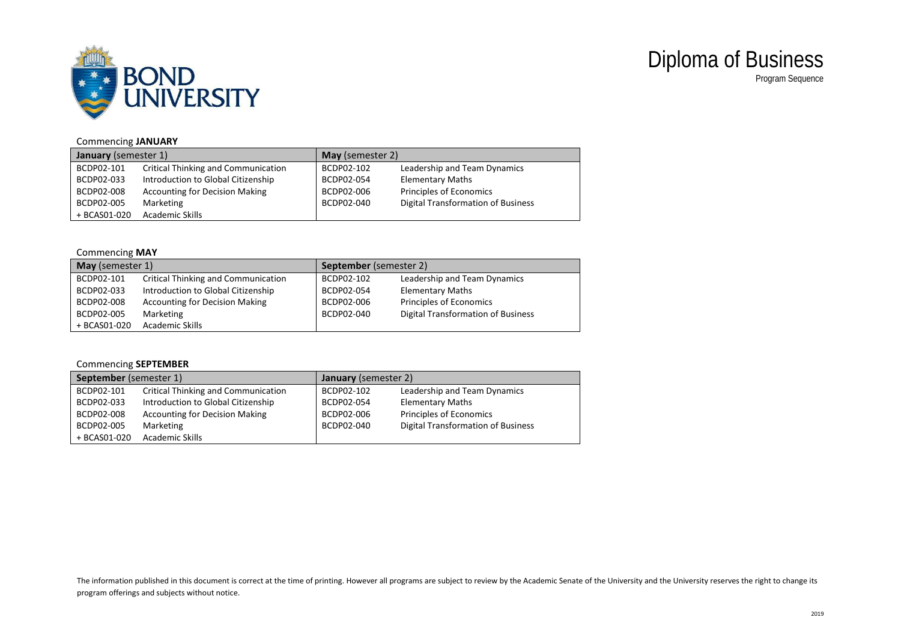# Diploma of Business

Program Sequence

Commencing **JANUARY**

| **January** (semester 1) | | **May** (semester 2) | |
|---|---|---|---|
| BCDP02-101 | Critical Thinking and Communication | BCDP02-102 | Leadership and Team Dynamics |
| BCDP02-033 | Introduction to Global Citizenship | BCDP02-054 | Elementary Maths |
| BCDP02-008 | Accounting for Decision Making | BCDP02-006 | Principles of Economics |
| BCDP02-005 | Marketing | BCDP02-040 | Digital Transformation of Business |
| + BCAS01-020 | Academic Skills | | |

Commencing **MAY**

| **May** (semester 1) | | **September** (semester 2) | |
|---|---|---|---|
| BCDP02-101 | Critical Thinking and Communication | BCDP02-102 | Leadership and Team Dynamics |
| BCDP02-033 | Introduction to Global Citizenship | BCDP02-054 | Elementary Maths |
| BCDP02-008 | Accounting for Decision Making | BCDP02-006 | Principles of Economics |
| BCDP02-005 | Marketing | BCDP02-040 | Digital Transformation of Business |
| + BCAS01-020 | Academic Skills | | |

Commencing **SEPTEMBER**

| **September** (semester 1) | | **January** (semester 2) | |
|---|---|---|---|
| BCDP02-101 | Critical Thinking and Communication | BCDP02-102 | Leadership and Team Dynamics |
| BCDP02-033 | Introduction to Global Citizenship | BCDP02-054 | Elementary Maths |
| BCDP02-008 | Accounting for Decision Making | BCDP02-006 | Principles of Economics |
| BCDP02-005 | Marketing | BCDP02-040 | Digital Transformation of Business |
| + BCAS01-020 | Academic Skills | | |

The information published in this document is correct at the time of printing. However all programs are subject to review by the Academic Senate of the University and the University reserves the right to change its program offerings and subjects without notice.

2019